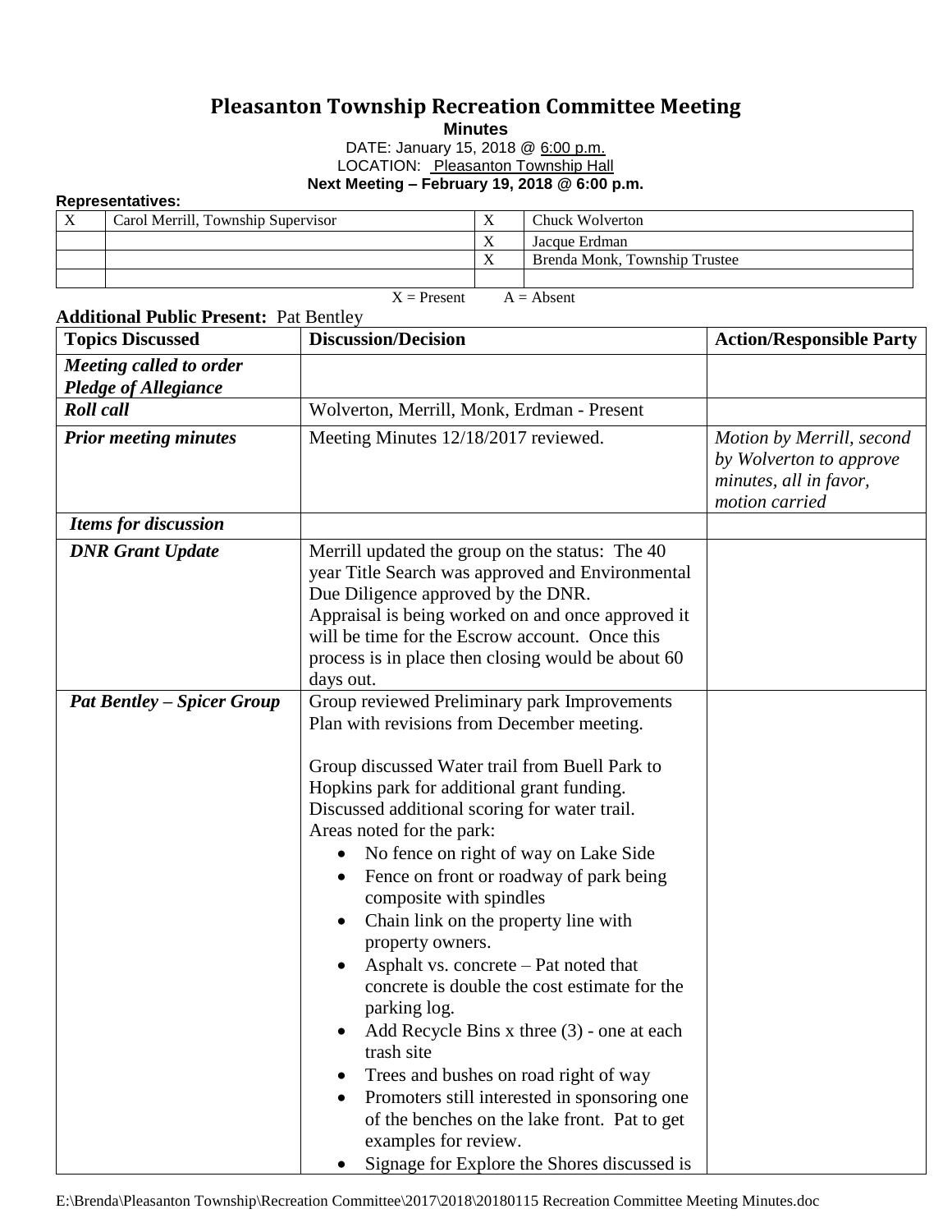# Pleasanton Township Recreation Committee Meeting

**Minutes**

DATE: January 15, 2018 @ 6:00 p.m.
LOCATION: Pleasanton Township Hall

**Next Meeting – February 19, 2018 @ 6:00 p.m.**

**Representatives:**

| | | | |
|---|---|---|---|
| X | Carol Merrill, Township Supervisor | X | Chuck Wolverton |
| | | X | Jacque Erdman |
| | | X | Brenda Monk, Township Trustee |
| | | | |

X = Present A = Absent

**Additional Public Present:** Pat Bentley

| Topics Discussed | Discussion/Decision | Action/Responsible Party |
|---|---|---|
| ***Meeting called to order*** ***Pledge of Allegiance*** | | |
| ***Roll call*** | Wolverton, Merrill, Monk, Erdman - Present | |
| ***Prior meeting minutes*** | Meeting Minutes 12/18/2017 reviewed. | *Motion by Merrill, second by Wolverton to approve minutes, all in favor, motion carried* |
| ***Items for discussion*** | | |
| ***DNR Grant Update*** | Merrill updated the group on the status: The 40 year Title Search was approved and Environmental Due Diligence approved by the DNR.<br>Appraisal is being worked on and once approved it will be time for the Escrow account. Once this process is in place then closing would be about 60 days out. | |
| ***Pat Bentley – Spicer Group*** | Group reviewed Preliminary park Improvements Plan with revisions from December meeting.<br><br>Group discussed Water trail from Buell Park to Hopkins park for additional grant funding.<br>Discussed additional scoring for water trail.<br>Areas noted for the park:<br>• No fence on right of way on Lake Side<br>• Fence on front or roadway of park being composite with spindles<br>• Chain link on the property line with property owners.<br>• Asphalt vs. concrete – Pat noted that concrete is double the cost estimate for the parking log.<br>• Add Recycle Bins x three (3) - one at each trash site<br>• Trees and bushes on road right of way<br>• Promoters still interested in sponsoring one of the benches on the lake front. Pat to get examples for review.<br>• Signage for Explore the Shores discussed is | |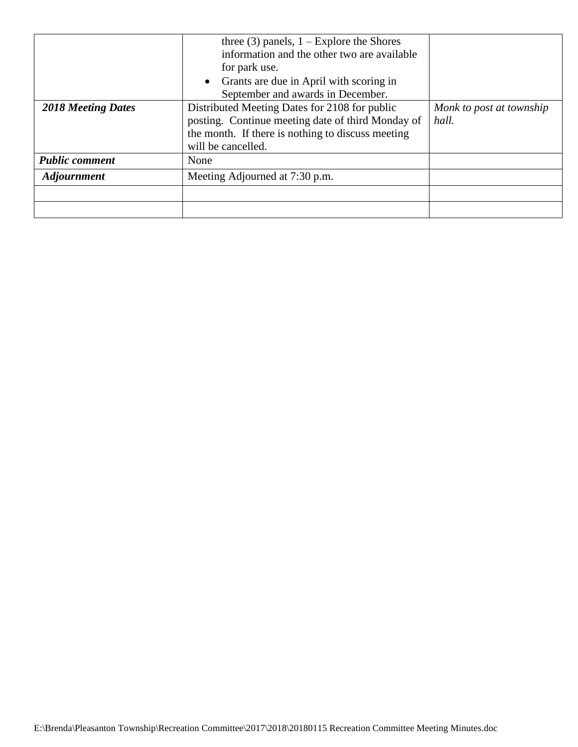| | | |
|---|---|---|
| | three (3) panels, 1 – Explore the Shores information and the other two are available for park use.<br>• Grants are due in April with scoring in September and awards in December. | |
| ***2018 Meeting Dates*** | Distributed Meeting Dates for 2108 for public posting. Continue meeting date of third Monday of the month. If there is nothing to discuss meeting will be cancelled. | *Monk to post at township hall.* |
| ***Public comment*** | None | |
| ***Adjournment*** | Meeting Adjourned at 7:30 p.m. | |
| | | |
| | | |